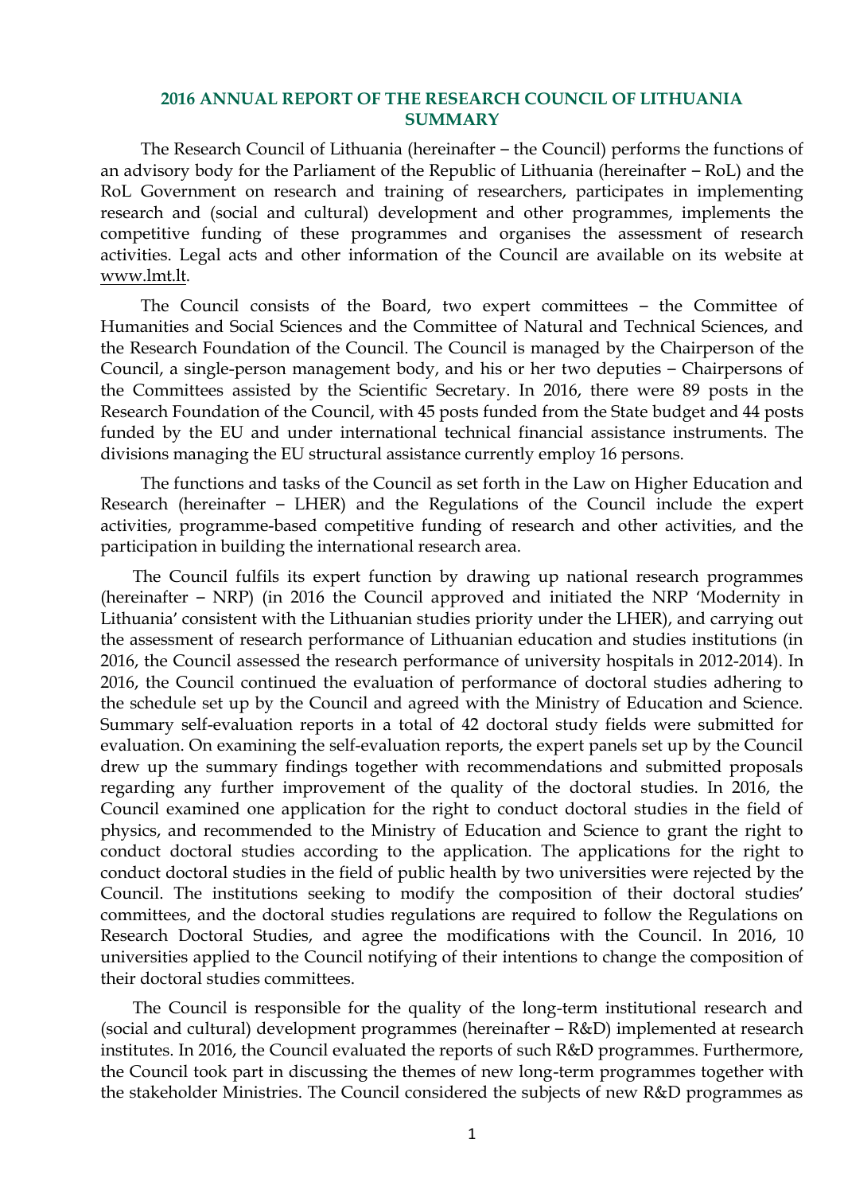# 2016 ANNUAL REPORT OF THE RESEARCH COUNCIL OF LITHUANIA SUMMARY

The Research Council of Lithuania (hereinafter – the Council) performs the functions of an advisory body for the Parliament of the Republic of Lithuania (hereinafter – RoL) and the RoL Government on research and training of researchers, participates in implementing research and (social and cultural) development and other programmes, implements the competitive funding of these programmes and organises the assessment of research activities. Legal acts and other information of the Council are available on its website at www.lmt.lt.

The Council consists of the Board, two expert committees – the Committee of Humanities and Social Sciences and the Committee of Natural and Technical Sciences, and the Research Foundation of the Council. The Council is managed by the Chairperson of the Council, a single-person management body, and his or her two deputies – Chairpersons of the Committees assisted by the Scientific Secretary. In 2016, there were 89 posts in the Research Foundation of the Council, with 45 posts funded from the State budget and 44 posts funded by the EU and under international technical financial assistance instruments. The divisions managing the EU structural assistance currently employ 16 persons.

The functions and tasks of the Council as set forth in the Law on Higher Education and Research (hereinafter – LHER) and the Regulations of the Council include the expert activities, programme-based competitive funding of research and other activities, and the participation in building the international research area.

The Council fulfils its expert function by drawing up national research programmes (hereinafter – NRP) (in 2016 the Council approved and initiated the NRP 'Modernity in Lithuania' consistent with the Lithuanian studies priority under the LHER), and carrying out the assessment of research performance of Lithuanian education and studies institutions (in 2016, the Council assessed the research performance of university hospitals in 2012-2014). In 2016, the Council continued the evaluation of performance of doctoral studies adhering to the schedule set up by the Council and agreed with the Ministry of Education and Science. Summary self-evaluation reports in a total of 42 doctoral study fields were submitted for evaluation. On examining the self-evaluation reports, the expert panels set up by the Council drew up the summary findings together with recommendations and submitted proposals regarding any further improvement of the quality of the doctoral studies. In 2016, the Council examined one application for the right to conduct doctoral studies in the field of physics, and recommended to the Ministry of Education and Science to grant the right to conduct doctoral studies according to the application. The applications for the right to conduct doctoral studies in the field of public health by two universities were rejected by the Council. The institutions seeking to modify the composition of their doctoral studies' committees, and the doctoral studies regulations are required to follow the Regulations on Research Doctoral Studies, and agree the modifications with the Council. In 2016, 10 universities applied to the Council notifying of their intentions to change the composition of their doctoral studies committees.

The Council is responsible for the quality of the long-term institutional research and (social and cultural) development programmes (hereinafter – R&D) implemented at research institutes. In 2016, the Council evaluated the reports of such R&D programmes. Furthermore, the Council took part in discussing the themes of new long-term programmes together with the stakeholder Ministries. The Council considered the subjects of new R&D programmes as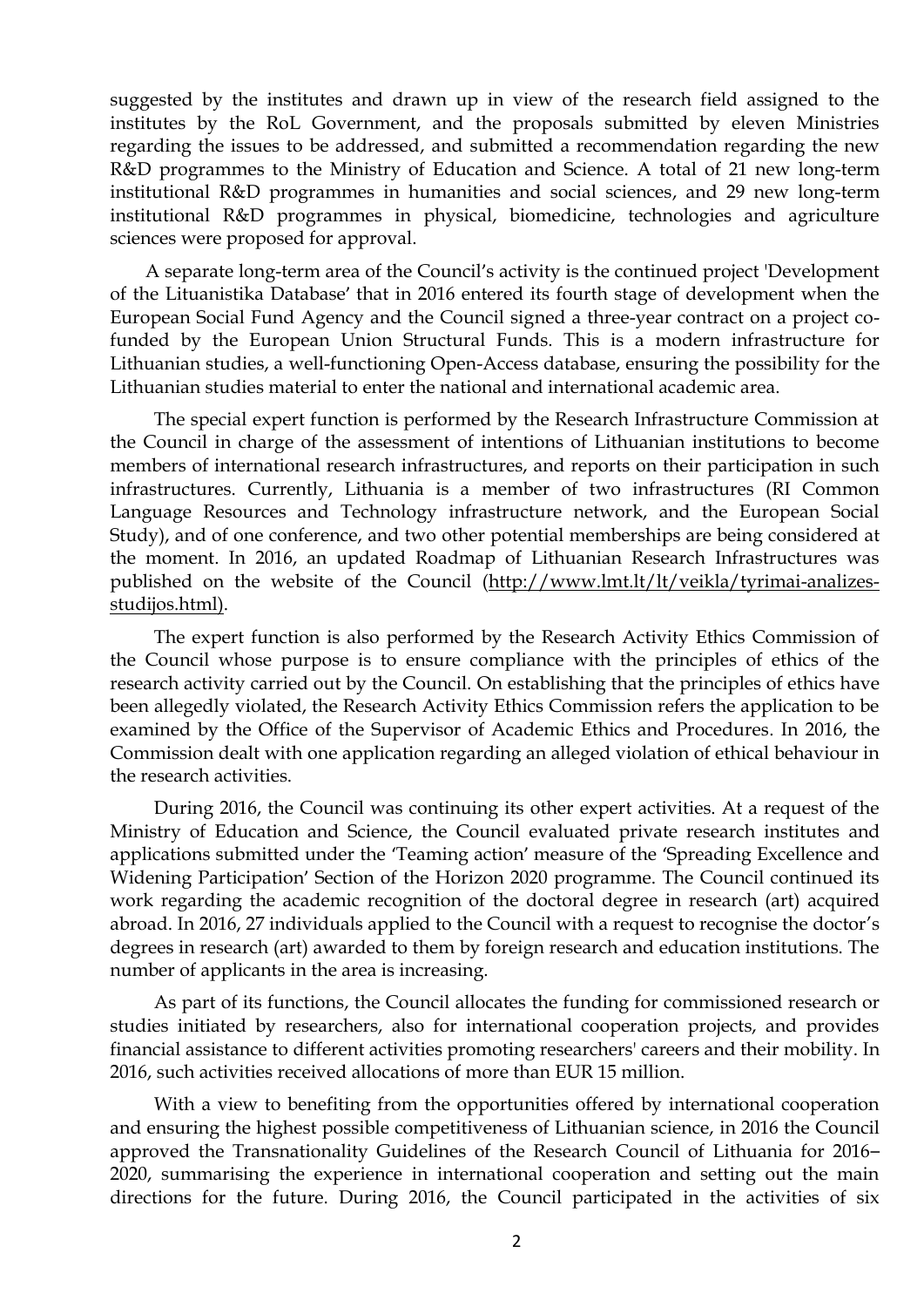suggested by the institutes and drawn up in view of the research field assigned to the institutes by the RoL Government, and the proposals submitted by eleven Ministries regarding the issues to be addressed, and submitted a recommendation regarding the new R&D programmes to the Ministry of Education and Science. A total of 21 new long-term institutional R&D programmes in humanities and social sciences, and 29 new long-term institutional R&D programmes in physical, biomedicine, technologies and agriculture sciences were proposed for approval.

A separate long-term area of the Council's activity is the continued project 'Development of the Lituanistika Database' that in 2016 entered its fourth stage of development when the European Social Fund Agency and the Council signed a three-year contract on a project co-funded by the European Union Structural Funds. This is a modern infrastructure for Lithuanian studies, a well-functioning Open-Access database, ensuring the possibility for the Lithuanian studies material to enter the national and international academic area.

The special expert function is performed by the Research Infrastructure Commission at the Council in charge of the assessment of intentions of Lithuanian institutions to become members of international research infrastructures, and reports on their participation in such infrastructures. Currently, Lithuania is a member of two infrastructures (RI Common Language Resources and Technology infrastructure network, and the European Social Study), and of one conference, and two other potential memberships are being considered at the moment. In 2016, an updated Roadmap of Lithuanian Research Infrastructures was published on the website of the Council (http://www.lmt.lt/lt/veikla/tyrimai-analizes-studijos.html).

The expert function is also performed by the Research Activity Ethics Commission of the Council whose purpose is to ensure compliance with the principles of ethics of the research activity carried out by the Council. On establishing that the principles of ethics have been allegedly violated, the Research Activity Ethics Commission refers the application to be examined by the Office of the Supervisor of Academic Ethics and Procedures. In 2016, the Commission dealt with one application regarding an alleged violation of ethical behaviour in the research activities.

During 2016, the Council was continuing its other expert activities. At a request of the Ministry of Education and Science, the Council evaluated private research institutes and applications submitted under the 'Teaming action' measure of the 'Spreading Excellence and Widening Participation' Section of the Horizon 2020 programme. The Council continued its work regarding the academic recognition of the doctoral degree in research (art) acquired abroad. In 2016, 27 individuals applied to the Council with a request to recognise the doctor's degrees in research (art) awarded to them by foreign research and education institutions. The number of applicants in the area is increasing.

As part of its functions, the Council allocates the funding for commissioned research or studies initiated by researchers, also for international cooperation projects, and provides financial assistance to different activities promoting researchers' careers and their mobility. In 2016, such activities received allocations of more than EUR 15 million.

With a view to benefiting from the opportunities offered by international cooperation and ensuring the highest possible competitiveness of Lithuanian science, in 2016 the Council approved the Transnationality Guidelines of the Research Council of Lithuania for 2016–2020, summarising the experience in international cooperation and setting out the main directions for the future. During 2016, the Council participated in the activities of six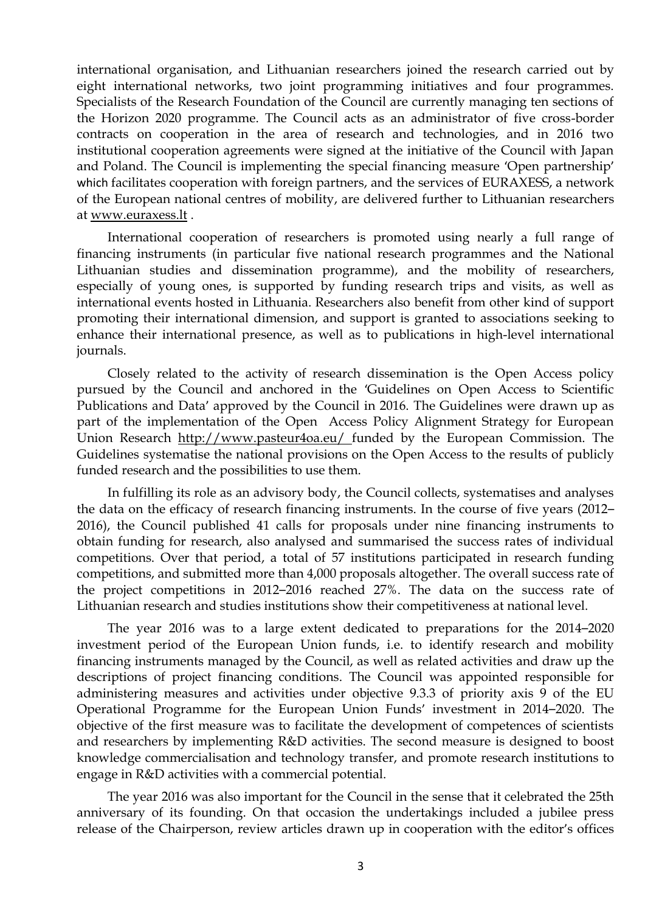international organisation, and Lithuanian researchers joined the research carried out by eight international networks, two joint programming initiatives and four programmes. Specialists of the Research Foundation of the Council are currently managing ten sections of the Horizon 2020 programme. The Council acts as an administrator of five cross-border contracts on cooperation in the area of research and technologies, and in 2016 two institutional cooperation agreements were signed at the initiative of the Council with Japan and Poland. The Council is implementing the special financing measure 'Open partnership' which facilitates cooperation with foreign partners, and the services of EURAXESS, a network of the European national centres of mobility, are delivered further to Lithuanian researchers at www.euraxess.lt .

International cooperation of researchers is promoted using nearly a full range of financing instruments (in particular five national research programmes and the National Lithuanian studies and dissemination programme), and the mobility of researchers, especially of young ones, is supported by funding research trips and visits, as well as international events hosted in Lithuania. Researchers also benefit from other kind of support promoting their international dimension, and support is granted to associations seeking to enhance their international presence, as well as to publications in high-level international journals.

Closely related to the activity of research dissemination is the Open Access policy pursued by the Council and anchored in the 'Guidelines on Open Access to Scientific Publications and Data' approved by the Council in 2016. The Guidelines were drawn up as part of the implementation of the Open Access Policy Alignment Strategy for European Union Research http://www.pasteur4oa.eu/ funded by the European Commission. The Guidelines systematise the national provisions on the Open Access to the results of publicly funded research and the possibilities to use them.

In fulfilling its role as an advisory body, the Council collects, systematises and analyses the data on the efficacy of research financing instruments. In the course of five years (2012–2016), the Council published 41 calls for proposals under nine financing instruments to obtain funding for research, also analysed and summarised the success rates of individual competitions. Over that period, a total of 57 institutions participated in research funding competitions, and submitted more than 4,000 proposals altogether. The overall success rate of the project competitions in 2012–2016 reached 27%. The data on the success rate of Lithuanian research and studies institutions show their competitiveness at national level.

The year 2016 was to a large extent dedicated to preparations for the 2014–2020 investment period of the European Union funds, i.e. to identify research and mobility financing instruments managed by the Council, as well as related activities and draw up the descriptions of project financing conditions. The Council was appointed responsible for administering measures and activities under objective 9.3.3 of priority axis 9 of the EU Operational Programme for the European Union Funds' investment in 2014–2020. The objective of the first measure was to facilitate the development of competences of scientists and researchers by implementing R&D activities. The second measure is designed to boost knowledge commercialisation and technology transfer, and promote research institutions to engage in R&D activities with a commercial potential.

The year 2016 was also important for the Council in the sense that it celebrated the 25th anniversary of its founding. On that occasion the undertakings included a jubilee press release of the Chairperson, review articles drawn up in cooperation with the editor's offices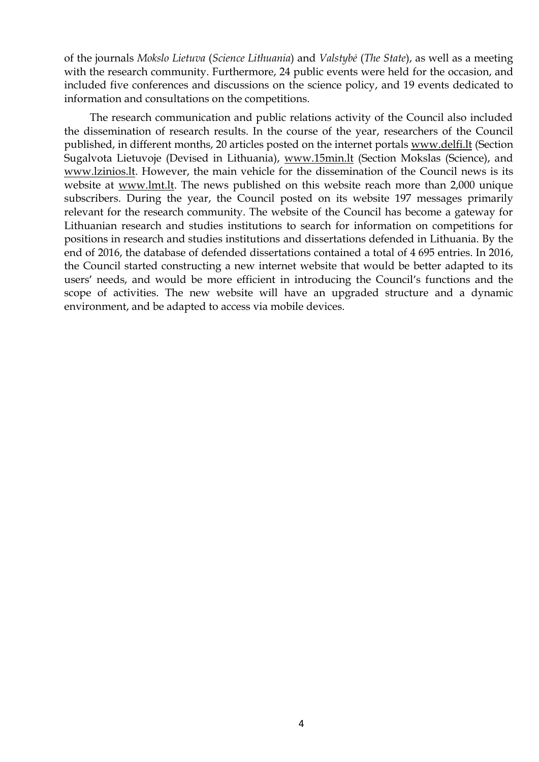of the journals *Mokslo Lietuva* (*Science Lithuania*) and *Valstybė* (*The State*), as well as a meeting with the research community. Furthermore, 24 public events were held for the occasion, and included five conferences and discussions on the science policy, and 19 events dedicated to information and consultations on the competitions.

The research communication and public relations activity of the Council also included the dissemination of research results. In the course of the year, researchers of the Council published, in different months, 20 articles posted on the internet portals www.delfi.lt (Section Sugalvota Lietuvoje (Devised in Lithuania), www.15min.lt (Section Mokslas (Science), and www.lzinios.lt. However, the main vehicle for the dissemination of the Council news is its website at www.lmt.lt. The news published on this website reach more than 2,000 unique subscribers. During the year, the Council posted on its website 197 messages primarily relevant for the research community. The website of the Council has become a gateway for Lithuanian research and studies institutions to search for information on competitions for positions in research and studies institutions and dissertations defended in Lithuania. By the end of 2016, the database of defended dissertations contained a total of 4 695 entries. In 2016, the Council started constructing a new internet website that would be better adapted to its users' needs, and would be more efficient in introducing the Council's functions and the scope of activities. The new website will have an upgraded structure and a dynamic environment, and be adapted to access via mobile devices.